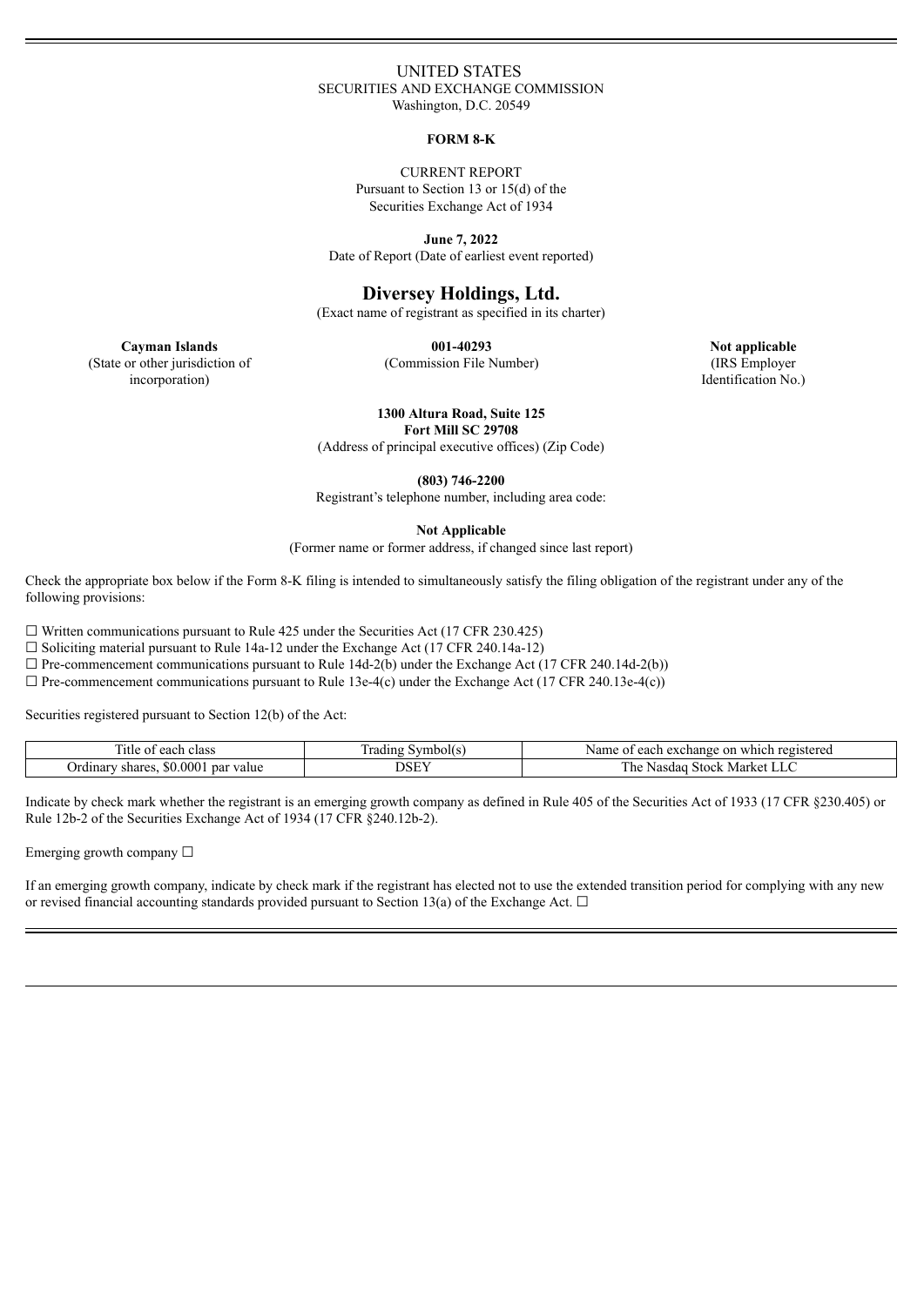UNITED STATES
SECURITIES AND EXCHANGE COMMISSION
Washington, D.C. 20549

**FORM 8-K**

CURRENT REPORT
Pursuant to Section 13 or 15(d) of the
Securities Exchange Act of 1934

**June 7, 2022**
Date of Report (Date of earliest event reported)

# Diversey Holdings, Ltd.

(Exact name of registrant as specified in its charter)

| **Cayman Islands** | **001-40293** | **Not applicable** |
|---|---|---|
| (State or other jurisdiction of incorporation) | (Commission File Number) | (IRS Employer Identification No.) |

**1300 Altura Road, Suite 125**
**Fort Mill SC 29708**
(Address of principal executive offices) (Zip Code)

**(803) 746-2200**
Registrant's telephone number, including area code:

**Not Applicable**
(Former name or former address, if changed since last report)

Check the appropriate box below if the Form 8-K filing is intended to simultaneously satisfy the filing obligation of the registrant under any of the following provisions:

☐ Written communications pursuant to Rule 425 under the Securities Act (17 CFR 230.425)
☐ Soliciting material pursuant to Rule 14a-12 under the Exchange Act (17 CFR 240.14a-12)
☐ Pre-commencement communications pursuant to Rule 14d-2(b) under the Exchange Act (17 CFR 240.14d-2(b))
☐ Pre-commencement communications pursuant to Rule 13e-4(c) under the Exchange Act (17 CFR 240.13e-4(c))

Securities registered pursuant to Section 12(b) of the Act:

| Title of each class | Trading Symbol(s) | Name of each exchange on which registered |
|---|---|---|
| Ordinary shares, $0.0001 par value | DSEY | The Nasdaq Stock Market LLC |

Indicate by check mark whether the registrant is an emerging growth company as defined in Rule 405 of the Securities Act of 1933 (17 CFR §230.405) or Rule 12b-2 of the Securities Exchange Act of 1934 (17 CFR §240.12b-2).

Emerging growth company ☐

If an emerging growth company, indicate by check mark if the registrant has elected not to use the extended transition period for complying with any new or revised financial accounting standards provided pursuant to Section 13(a) of the Exchange Act. ☐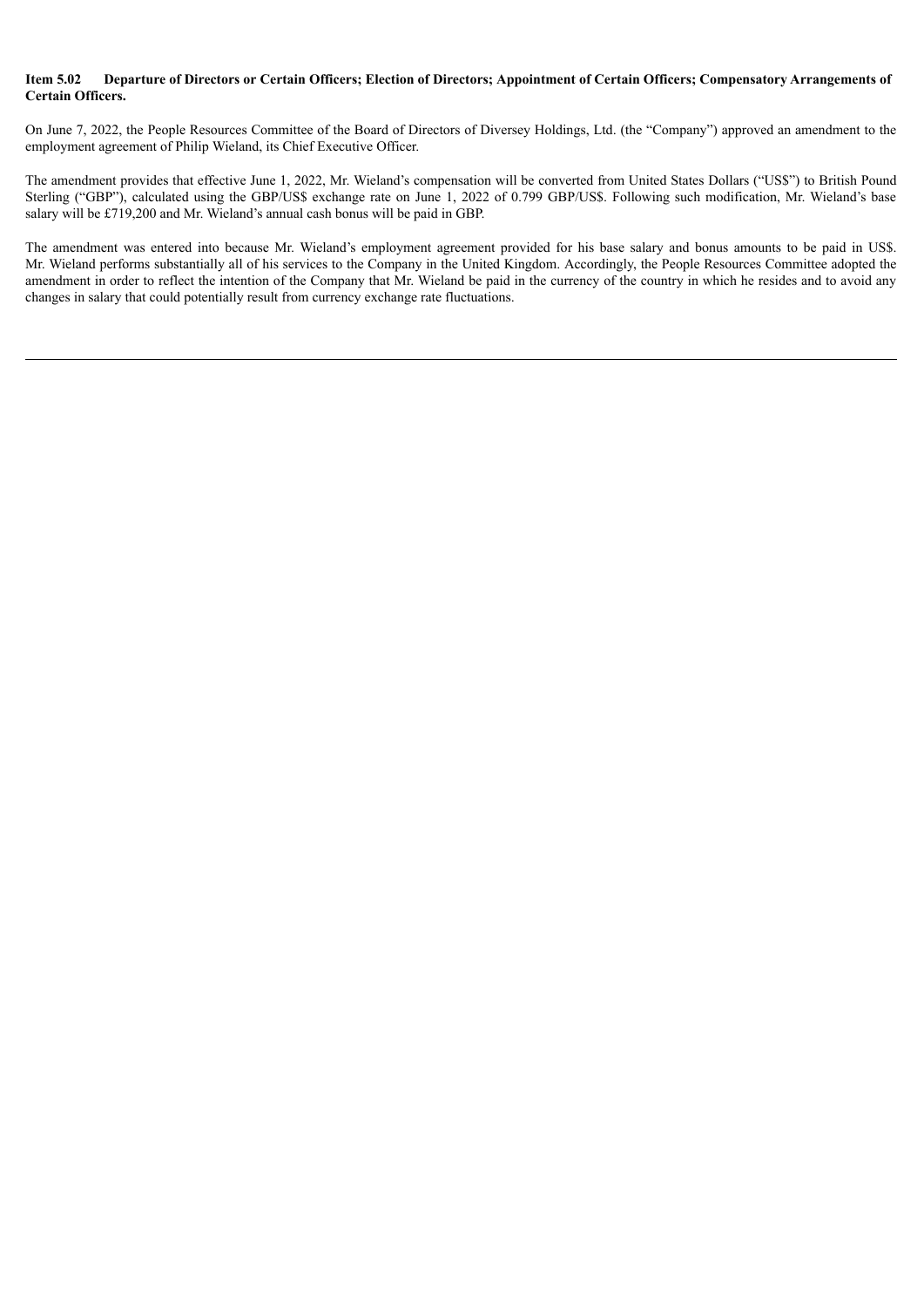**Item 5.02 Departure of Directors or Certain Officers; Election of Directors; Appointment of Certain Officers; Compensatory Arrangements of Certain Officers.**

On June 7, 2022, the People Resources Committee of the Board of Directors of Diversey Holdings, Ltd. (the "Company") approved an amendment to the employment agreement of Philip Wieland, its Chief Executive Officer.

The amendment provides that effective June 1, 2022, Mr. Wieland's compensation will be converted from United States Dollars ("US$") to British Pound Sterling ("GBP"), calculated using the GBP/US$ exchange rate on June 1, 2022 of 0.799 GBP/US$. Following such modification, Mr. Wieland's base salary will be £719,200 and Mr. Wieland's annual cash bonus will be paid in GBP.

The amendment was entered into because Mr. Wieland's employment agreement provided for his base salary and bonus amounts to be paid in US$. Mr. Wieland performs substantially all of his services to the Company in the United Kingdom. Accordingly, the People Resources Committee adopted the amendment in order to reflect the intention of the Company that Mr. Wieland be paid in the currency of the country in which he resides and to avoid any changes in salary that could potentially result from currency exchange rate fluctuations.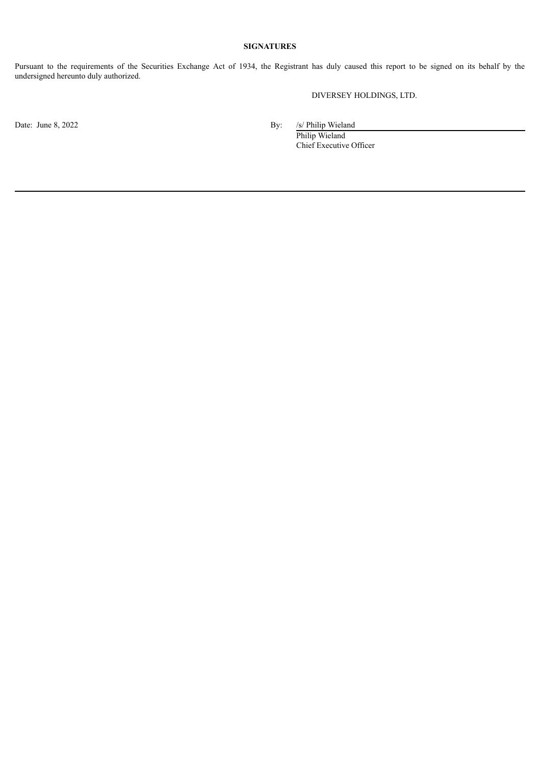**SIGNATURES**

Pursuant to the requirements of the Securities Exchange Act of 1934, the Registrant has duly caused this report to be signed on its behalf by the undersigned hereunto duly authorized.

DIVERSEY HOLDINGS, LTD.

Date: June 8, 2022

By: /s/ Philip Wieland
Philip Wieland
Chief Executive Officer